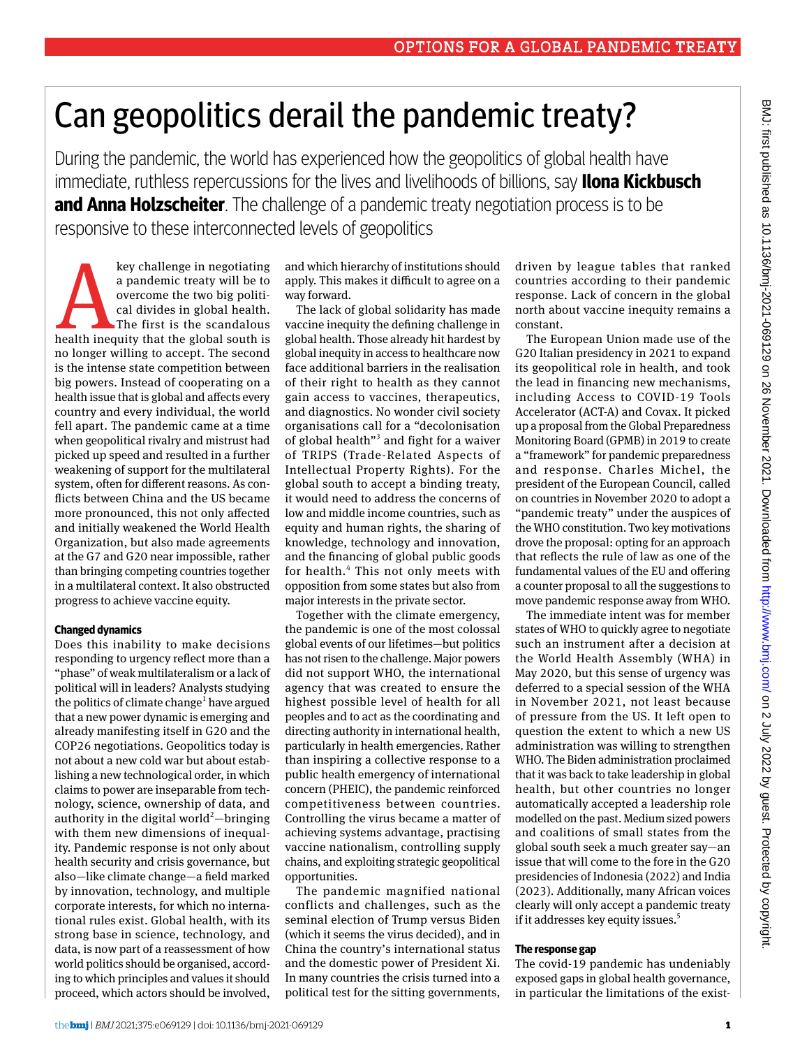# Can geopolitics derail the pandemic treaty?

During the pandemic, the world has experienced how the geopolitics of global health have immediate, ruthless repercussions for the lives and livelihoods of billions, say **Ilona Kickbusch and Anna Holzscheiter**. The challenge of a pandemic treaty negotiation process is to be responsive to these interconnected levels of geopolitics

A key challenge in negotiating a pandemic treaty will be to overcome the two big political divides in global health. The first is the scandalous health inequity that the global south is no longer willing to accept. The second is the intense state competition between big powers. Instead of cooperating on a health issue that is global and affects every country and every individual, the world fell apart. The pandemic came at a time when geopolitical rivalry and mistrust had picked up speed and resulted in a further weakening of support for the multilateral system, often for different reasons. As conflicts between China and the US became more pronounced, this not only affected and initially weakened the World Health Organization, but also made agreements at the G7 and G20 near impossible, rather than bringing competing countries together in a multilateral context. It also obstructed progress to achieve vaccine equity.

### Changed dynamics

Does this inability to make decisions responding to urgency reflect more than a "phase" of weak multilateralism or a lack of political will in leaders? Analysts studying the politics of climate change[1] have argued that a new power dynamic is emerging and already manifesting itself in G20 and the COP26 negotiations. Geopolitics today is not about a new cold war but about establishing a new technological order, in which claims to power are inseparable from technology, science, ownership of data, and authority in the digital world[2]—bringing with them new dimensions of inequality. Pandemic response is not only about health security and crisis governance, but also—like climate change—a field marked by innovation, technology, and multiple corporate interests, for which no international rules exist. Global health, with its strong base in science, technology, and data, is now part of a reassessment of how world politics should be organised, according to which principles and values it should proceed, which actors should be involved, and which hierarchy of institutions should apply. This makes it difficult to agree on a way forward.

The lack of global solidarity has made vaccine inequity the defining challenge in global health. Those already hit hardest by global inequity in access to healthcare now face additional barriers in the realisation of their right to health as they cannot gain access to vaccines, therapeutics, and diagnostics. No wonder civil society organisations call for a "decolonisation of global health"[3] and fight for a waiver of TRIPS (Trade-Related Aspects of Intellectual Property Rights). For the global south to accept a binding treaty, it would need to address the concerns of low and middle income countries, such as equity and human rights, the sharing of knowledge, technology and innovation, and the financing of global public goods for health.[4] This not only meets with opposition from some states but also from major interests in the private sector.

Together with the climate emergency, the pandemic is one of the most colossal global events of our lifetimes—but politics has not risen to the challenge. Major powers did not support WHO, the international agency that was created to ensure the highest possible level of health for all peoples and to act as the coordinating and directing authority in international health, particularly in health emergencies. Rather than inspiring a collective response to a public health emergency of international concern (PHEIC), the pandemic reinforced competitiveness between countries. Controlling the virus became a matter of achieving systems advantage, practising vaccine nationalism, controlling supply chains, and exploiting strategic geopolitical opportunities.

The pandemic magnified national conflicts and challenges, such as the seminal election of Trump versus Biden (which it seems the virus decided), and in China the country's international status and the domestic power of President Xi. In many countries the crisis turned into a political test for the sitting governments, driven by league tables that ranked countries according to their pandemic response. Lack of concern in the global north about vaccine inequity remains a constant.

The European Union made use of the G20 Italian presidency in 2021 to expand its geopolitical role in health, and took the lead in financing new mechanisms, including Access to COVID-19 Tools Accelerator (ACT-A) and Covax. It picked up a proposal from the Global Preparedness Monitoring Board (GPMB) in 2019 to create a "framework" for pandemic preparedness and response. Charles Michel, the president of the European Council, called on countries in November 2020 to adopt a "pandemic treaty" under the auspices of the WHO constitution. Two key motivations drove the proposal: opting for an approach that reflects the rule of law as one of the fundamental values of the EU and offering a counter proposal to all the suggestions to move pandemic response away from WHO.

The immediate intent was for member states of WHO to quickly agree to negotiate such an instrument after a decision at the World Health Assembly (WHA) in May 2020, but this sense of urgency was deferred to a special session of the WHA in November 2021, not least because of pressure from the US. It left open to question the extent to which a new US administration was willing to strengthen WHO. The Biden administration proclaimed that it was back to take leadership in global health, but other countries no longer automatically accepted a leadership role modelled on the past. Medium sized powers and coalitions of small states from the global south seek a much greater say—an issue that will come to the fore in the G20 presidencies of Indonesia (2022) and India (2023). Additionally, many African voices clearly will only accept a pandemic treaty if it addresses key equity issues.[5]

### The response gap

The covid-19 pandemic has undeniably exposed gaps in global health governance, in particular the limitations of the exist-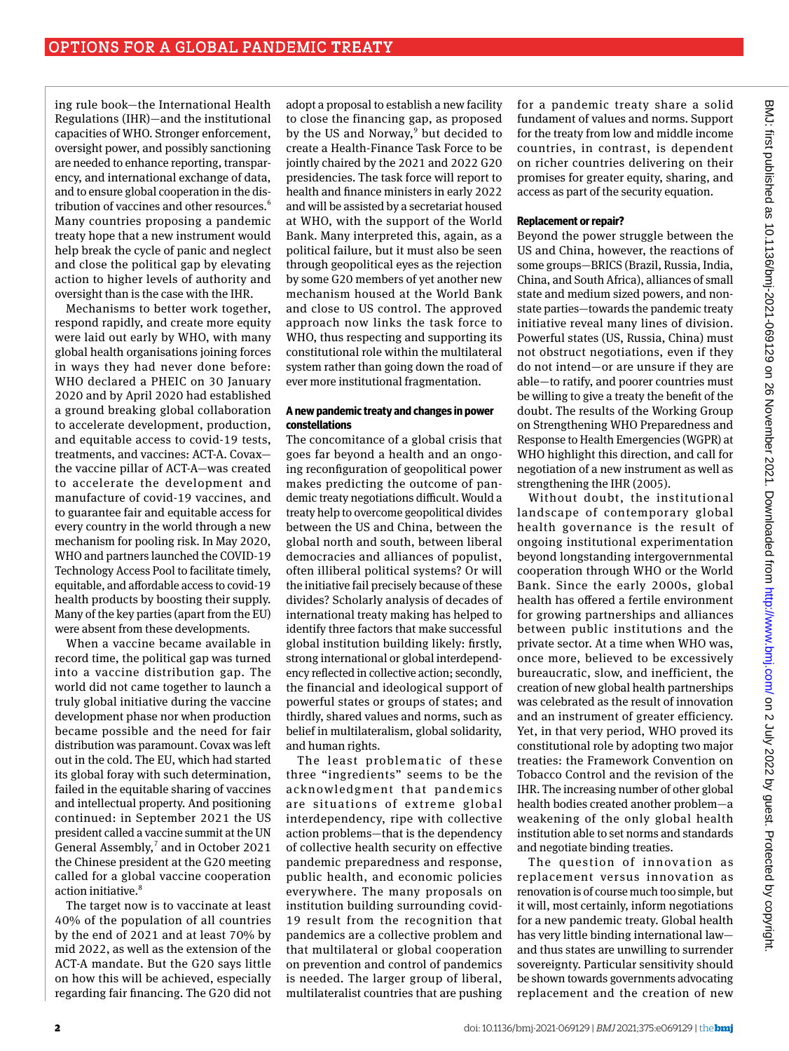ing rule book—the International Health Regulations (IHR)—and the institutional capacities of WHO. Stronger enforcement, oversight power, and possibly sanctioning are needed to enhance reporting, transparency, and international exchange of data, and to ensure global cooperation in the distribution of vaccines and other resources.[6] Many countries proposing a pandemic treaty hope that a new instrument would help break the cycle of panic and neglect and close the political gap by elevating action to higher levels of authority and oversight than is the case with the IHR.

Mechanisms to better work together, respond rapidly, and create more equity were laid out early by WHO, with many global health organisations joining forces in ways they had never done before: WHO declared a PHEIC on 30 January 2020 and by April 2020 had established a ground breaking global collaboration to accelerate development, production, and equitable access to covid-19 tests, treatments, and vaccines: ACT-A. Covax—the vaccine pillar of ACT-A—was created to accelerate the development and manufacture of covid-19 vaccines, and to guarantee fair and equitable access for every country in the world through a new mechanism for pooling risk. In May 2020, WHO and partners launched the COVID-19 Technology Access Pool to facilitate timely, equitable, and affordable access to covid-19 health products by boosting their supply. Many of the key parties (apart from the EU) were absent from these developments.

When a vaccine became available in record time, the political gap was turned into a vaccine distribution gap. The world did not came together to launch a truly global initiative during the vaccine development phase nor when production became possible and the need for fair distribution was paramount. Covax was left out in the cold. The EU, which had started its global foray with such determination, failed in the equitable sharing of vaccines and intellectual property. And positioning continued: in September 2021 the US president called a vaccine summit at the UN General Assembly,[7] and in October 2021 the Chinese president at the G20 meeting called for a global vaccine cooperation action initiative.[8]

The target now is to vaccinate at least 40% of the population of all countries by the end of 2021 and at least 70% by mid 2022, as well as the extension of the ACT-A mandate. But the G20 says little on how this will be achieved, especially regarding fair financing. The G20 did not adopt a proposal to establish a new facility to close the financing gap, as proposed by the US and Norway,[9] but decided to create a Health-Finance Task Force to be jointly chaired by the 2021 and 2022 G20 presidencies. The task force will report to health and finance ministers in early 2022 and will be assisted by a secretariat housed at WHO, with the support of the World Bank. Many interpreted this, again, as a political failure, but it must also be seen through geopolitical eyes as the rejection by some G20 members of yet another new mechanism housed at the World Bank and close to US control. The approved approach now links the task force to WHO, thus respecting and supporting its constitutional role within the multilateral system rather than going down the road of ever more institutional fragmentation.

### A new pandemic treaty and changes in power constellations

The concomitance of a global crisis that goes far beyond a health and an ongoing reconfiguration of geopolitical power makes predicting the outcome of pandemic treaty negotiations difficult. Would a treaty help to overcome geopolitical divides between the US and China, between the global north and south, between liberal democracies and alliances of populist, often illiberal political systems? Or will the initiative fail precisely because of these divides? Scholarly analysis of decades of international treaty making has helped to identify three factors that make successful global institution building likely: firstly, strong international or global interdependency reflected in collective action; secondly, the financial and ideological support of powerful states or groups of states; and thirdly, shared values and norms, such as belief in multilateralism, global solidarity, and human rights.

The least problematic of these three "ingredients" seems to be the acknowledgment that pandemics are situations of extreme global interdependency, ripe with collective action problems—that is the dependency of collective health security on effective pandemic preparedness and response, public health, and economic policies everywhere. The many proposals on institution building surrounding covid-19 result from the recognition that pandemics are a collective problem and that multilateral or global cooperation on prevention and control of pandemics is needed. The larger group of liberal, multilateralist countries that are pushing for a pandemic treaty share a solid fundament of values and norms. Support for the treaty from low and middle income countries, in contrast, is dependent on richer countries delivering on their promises for greater equity, sharing, and access as part of the security equation.

### Replacement or repair?

Beyond the power struggle between the US and China, however, the reactions of some groups—BRICS (Brazil, Russia, India, China, and South Africa), alliances of small state and medium sized powers, and non-state parties—towards the pandemic treaty initiative reveal many lines of division. Powerful states (US, Russia, China) must not obstruct negotiations, even if they do not intend—or are unsure if they are able—to ratify, and poorer countries must be willing to give a treaty the benefit of the doubt. The results of the Working Group on Strengthening WHO Preparedness and Response to Health Emergencies (WGPR) at WHO highlight this direction, and call for negotiation of a new instrument as well as strengthening the IHR (2005).

Without doubt, the institutional landscape of contemporary global health governance is the result of ongoing institutional experimentation beyond longstanding intergovernmental cooperation through WHO or the World Bank. Since the early 2000s, global health has offered a fertile environment for growing partnerships and alliances between public institutions and the private sector. At a time when WHO was, once more, believed to be excessively bureaucratic, slow, and inefficient, the creation of new global health partnerships was celebrated as the result of innovation and an instrument of greater efficiency. Yet, in that very period, WHO proved its constitutional role by adopting two major treaties: the Framework Convention on Tobacco Control and the revision of the IHR. The increasing number of other global health bodies created another problem—a weakening of the only global health institution able to set norms and standards and negotiate binding treaties.

The question of innovation as replacement versus innovation as renovation is of course much too simple, but it will, most certainly, inform negotiations for a new pandemic treaty. Global health has very little binding international law—and thus states are unwilling to surrender sovereignty. Particular sensitivity should be shown towards governments advocating replacement and the creation of new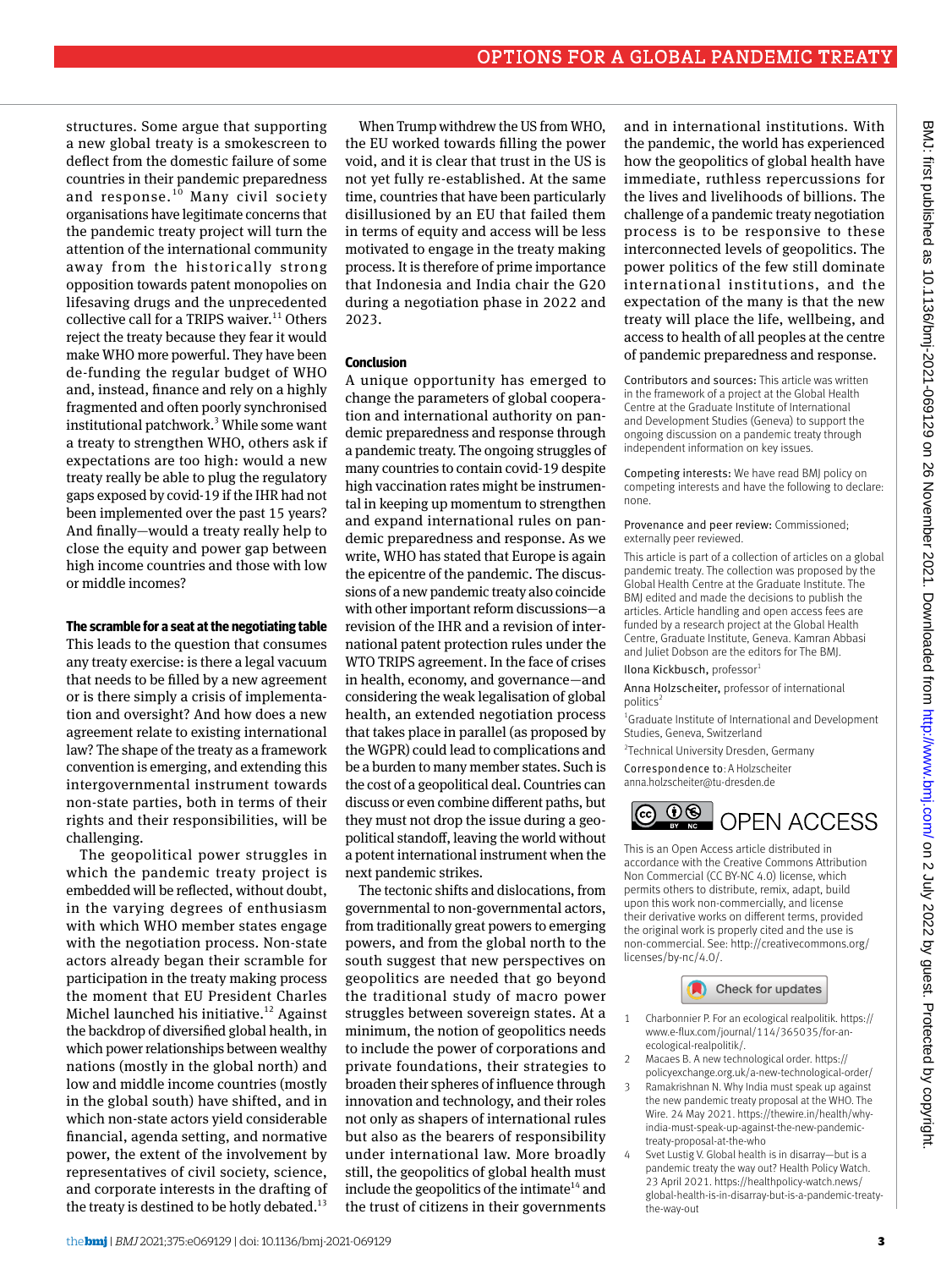structures. Some argue that supporting a new global treaty is a smokescreen to deflect from the domestic failure of some countries in their pandemic preparedness and response.[10] Many civil society organisations have legitimate concerns that the pandemic treaty project will turn the attention of the international community away from the historically strong opposition towards patent monopolies on lifesaving drugs and the unprecedented collective call for a TRIPS waiver.[11] Others reject the treaty because they fear it would make WHO more powerful. They have been de-funding the regular budget of WHO and, instead, finance and rely on a highly fragmented and often poorly synchronised institutional patchwork.[3] While some want a treaty to strengthen WHO, others ask if expectations are too high: would a new treaty really be able to plug the regulatory gaps exposed by covid-19 if the IHR had not been implemented over the past 15 years? And finally—would a treaty really help to close the equity and power gap between high income countries and those with low or middle incomes?

### The scramble for a seat at the negotiating table

This leads to the question that consumes any treaty exercise: is there a legal vacuum that needs to be filled by a new agreement or is there simply a crisis of implementation and oversight? And how does a new agreement relate to existing international law? The shape of the treaty as a framework convention is emerging, and extending this intergovernmental instrument towards non-state parties, both in terms of their rights and their responsibilities, will be challenging.

The geopolitical power struggles in which the pandemic treaty project is embedded will be reflected, without doubt, in the varying degrees of enthusiasm with which WHO member states engage with the negotiation process. Non-state actors already began their scramble for participation in the treaty making process the moment that EU President Charles Michel launched his initiative.[12] Against the backdrop of diversified global health, in which power relationships between wealthy nations (mostly in the global north) and low and middle income countries (mostly in the global south) have shifted, and in which non-state actors yield considerable financial, agenda setting, and normative power, the extent of the involvement by representatives of civil society, science, and corporate interests in the drafting of the treaty is destined to be hotly debated.[13]

When Trump withdrew the US from WHO, the EU worked towards filling the power void, and it is clear that trust in the US is not yet fully re-established. At the same time, countries that have been particularly disillusioned by an EU that failed them in terms of equity and access will be less motivated to engage in the treaty making process. It is therefore of prime importance that Indonesia and India chair the G20 during a negotiation phase in 2022 and 2023.

### Conclusion

A unique opportunity has emerged to change the parameters of global cooperation and international authority on pandemic preparedness and response through a pandemic treaty. The ongoing struggles of many countries to contain covid-19 despite high vaccination rates might be instrumental in keeping up momentum to strengthen and expand international rules on pandemic preparedness and response. As we write, WHO has stated that Europe is again the epicentre of the pandemic. The discussions of a new pandemic treaty also coincide with other important reform discussions—a revision of the IHR and a revision of international patent protection rules under the WTO TRIPS agreement. In the face of crises in health, economy, and governance—and considering the weak legalisation of global health, an extended negotiation process that takes place in parallel (as proposed by the WGPR) could lead to complications and be a burden to many member states. Such is the cost of a geopolitical deal. Countries can discuss or even combine different paths, but they must not drop the issue during a geopolitical standoff, leaving the world without a potent international instrument when the next pandemic strikes.

The tectonic shifts and dislocations, from governmental to non-governmental actors, from traditionally great powers to emerging powers, and from the global north to the south suggest that new perspectives on geopolitics are needed that go beyond the traditional study of macro power struggles between sovereign states. At a minimum, the notion of geopolitics needs to include the power of corporations and private foundations, their strategies to broaden their spheres of influence through innovation and technology, and their roles not only as shapers of international rules but also as the bearers of responsibility under international law. More broadly still, the geopolitics of global health must include the geopolitics of the intimate[14] and the trust of citizens in their governments and in international institutions. With the pandemic, the world has experienced how the geopolitics of global health have immediate, ruthless repercussions for the lives and livelihoods of billions. The challenge of a pandemic treaty negotiation process is to be responsive to these interconnected levels of geopolitics. The power politics of the few still dominate international institutions, and the expectation of the many is that the new treaty will place the life, wellbeing, and access to health of all peoples at the centre of pandemic preparedness and response.

Contributors and sources: This article was written in the framework of a project at the Global Health Centre at the Graduate Institute of International and Development Studies (Geneva) to support the ongoing discussion on a pandemic treaty through independent information on key issues.

Competing interests: We have read BMJ policy on competing interests and have the following to declare: none.

Provenance and peer review: Commissioned; externally peer reviewed.

This article is part of a collection of articles on a global pandemic treaty. The collection was proposed by the Global Health Centre at the Graduate Institute. The BMJ edited and made the decisions to publish the articles. Article handling and open access fees are funded by a research project at the Global Health Centre, Graduate Institute, Geneva. Kamran Abbasi and Juliet Dobson are the editors for The BMJ.

Ilona Kickbusch, professor[1]

Anna Holzscheiter, professor of international politics[2]

[1]Graduate Institute of International and Development Studies, Geneva, Switzerland

[2]Technical University Dresden, Germany

Correspondence to: A Holzscheiter anna.holzscheiter@tu-dresden.de

OPEN ACCESS

This is an Open Access article distributed in accordance with the Creative Commons Attribution Non Commercial (CC BY-NC 4.0) license, which permits others to distribute, remix, adapt, build upon this work non-commercially, and license their derivative works on different terms, provided the original work is properly cited and the use is non-commercial. See: http://creativecommons.org/licenses/by-nc/4.0/.

1. Charbonnier P. For an ecological realpolitik. https://www.e-flux.com/journal/114/365035/for-an-ecological-realpolitik/.
2. Macaes B. A new technological order. https://policyexchange.org.uk/a-new-technological-order/
3. Ramakrishnan N. Why India must speak up against the new pandemic treaty proposal at the WHO. The Wire. 24 May 2021. https://thewire.in/health/why-india-must-speak-up-against-the-new-pandemic-treaty-proposal-at-the-who
4. Svet Lustig V. Global health is in disarray—but is a pandemic treaty the way out? Health Policy Watch. 23 April 2021. https://healthpolicy-watch.news/global-health-is-in-disarray-but-is-a-pandemic-treaty-the-way-out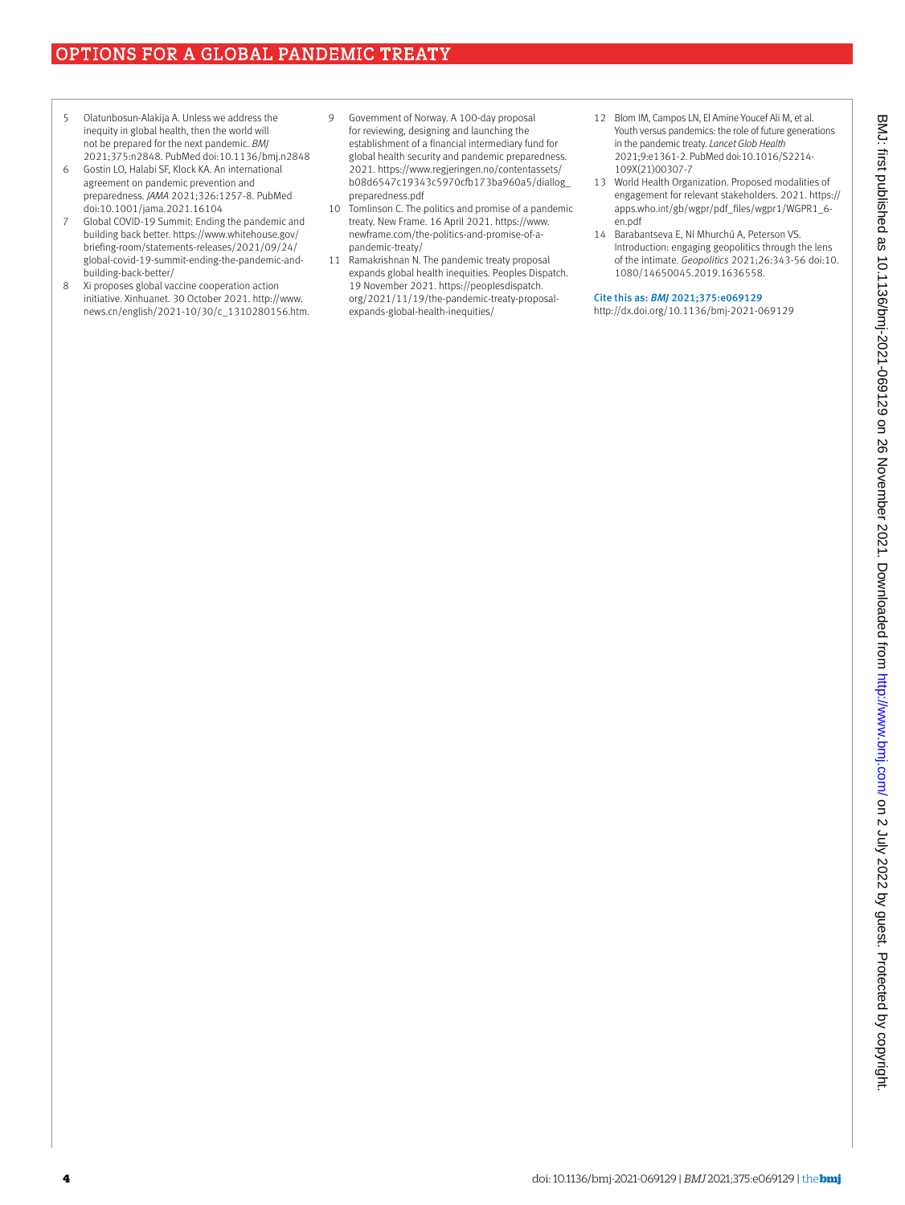5 Olatunbosun-Alakija A. Unless we address the inequity in global health, then the world will not be prepared for the next pandemic. *BMJ* 2021;375:n2848. PubMed doi:10.1136/bmj.n2848

6 Gostin LO, Halabi SF, Klock KA. An international agreement on pandemic prevention and preparedness. *JAMA* 2021;326:1257-8. PubMed doi:10.1001/jama.2021.16104

7 Global COVID-19 Summit: Ending the pandemic and building back better. https://www.whitehouse.gov/briefing-room/statements-releases/2021/09/24/global-covid-19-summit-ending-the-pandemic-and-building-back-better/

8 Xi proposes global vaccine cooperation action initiative. Xinhuanet. 30 October 2021. http://www.news.cn/english/2021-10/30/c_1310280156.htm.

9 Government of Norway. A 100-day proposal for reviewing, designing and launching the establishment of a financial intermediary fund for global health security and pandemic preparedness. 2021. https://www.regjeringen.no/contentassets/b08d6547c19343c5970cfb173ba960a5/diallog_preparedness.pdf

10 Tomlinson C. The politics and promise of a pandemic treaty. New Frame. 16 April 2021. https://www.newframe.com/the-politics-and-promise-of-a-pandemic-treaty/

11 Ramakrishnan N. The pandemic treaty proposal expands global health inequities. Peoples Dispatch. 19 November 2021. https://peoplesdispatch.org/2021/11/19/the-pandemic-treaty-proposal-expands-global-health-inequities/

12 Blom IM, Campos LN, El Amine Youcef Ali M, et al. Youth versus pandemics: the role of future generations in the pandemic treaty. *Lancet Glob Health* 2021;9:e1361-2. PubMed doi:10.1016/S2214-109X(21)00307-7

13 World Health Organization. Proposed modalities of engagement for relevant stakeholders. 2021. https://apps.who.int/gb/wgpr/pdf_files/wgpr1/WGPR1_6-en.pdf

14 Barabantseva E, Ní Mhurchú A, Peterson VS. Introduction: engaging geopolitics through the lens of the intimate. *Geopolitics* 2021;26:343-56 doi:10.1080/14650045.2019.1636558.

Cite this as: *BMJ* 2021;375:e069129

http://dx.doi.org/10.1136/bmj-2021-069129